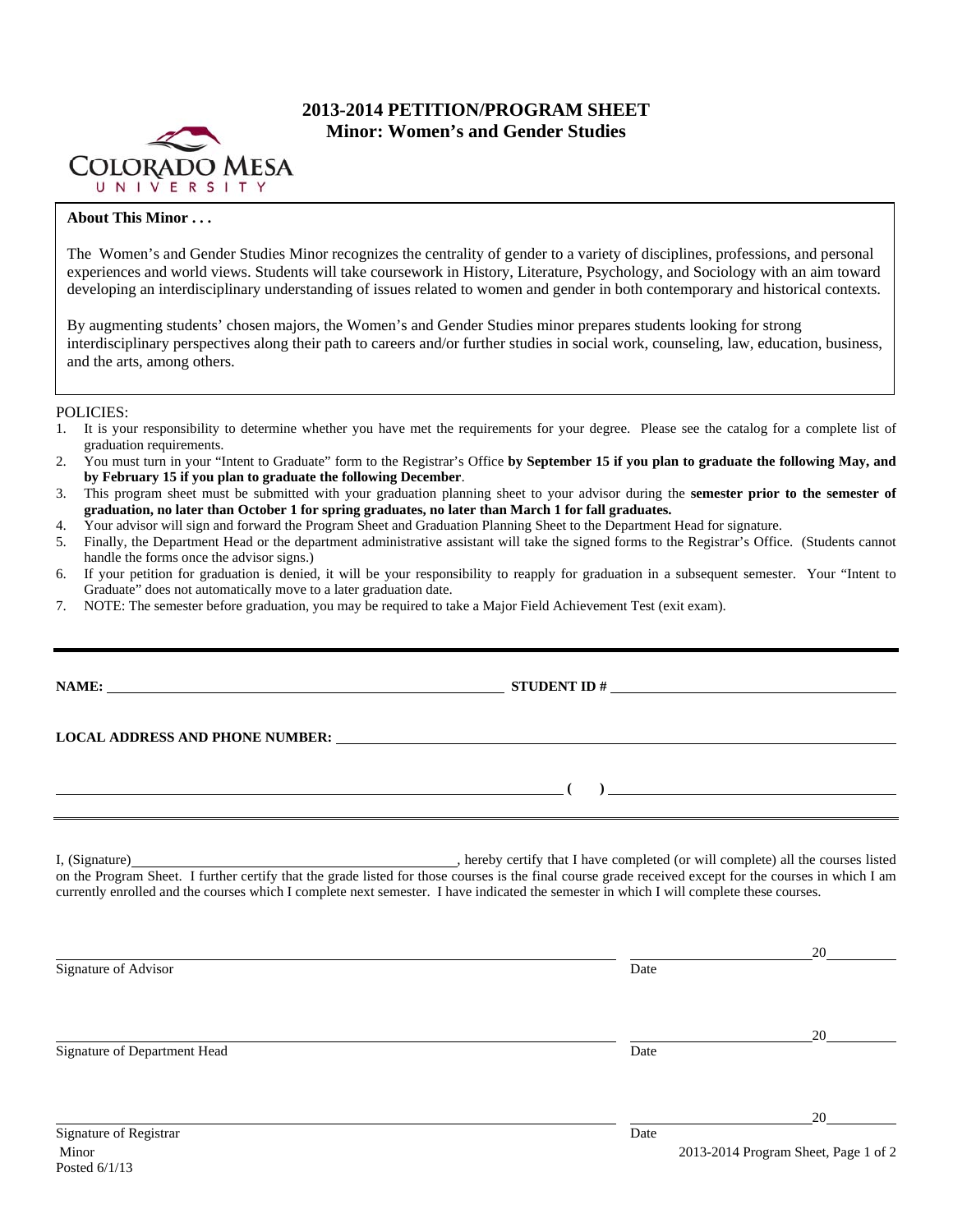# 2013-2014 PETITION/PROGRAM SHEET
## Minor: Women's and Gender Studies

**About This Minor . . .**

The Women's and Gender Studies Minor recognizes the centrality of gender to a variety of disciplines, professions, and personal experiences and world views. Students will take coursework in History, Literature, Psychology, and Sociology with an aim toward developing an interdisciplinary understanding of issues related to women and gender in both contemporary and historical contexts.

By augmenting students' chosen majors, the Women's and Gender Studies minor prepares students looking for strong interdisciplinary perspectives along their path to careers and/or further studies in social work, counseling, law, education, business, and the arts, among others.

POLICIES:

1. It is your responsibility to determine whether you have met the requirements for your degree. Please see the catalog for a complete list of graduation requirements.
2. You must turn in your "Intent to Graduate" form to the Registrar's Office **by September 15 if you plan to graduate the following May, and by February 15 if you plan to graduate the following December**.
3. This program sheet must be submitted with your graduation planning sheet to your advisor during the **semester prior to the semester of graduation, no later than October 1 for spring graduates, no later than March 1 for fall graduates.**
4. Your advisor will sign and forward the Program Sheet and Graduation Planning Sheet to the Department Head for signature.
5. Finally, the Department Head or the department administrative assistant will take the signed forms to the Registrar's Office. (Students cannot handle the forms once the advisor signs.)
6. If your petition for graduation is denied, it will be your responsibility to reapply for graduation in a subsequent semester. Your "Intent to Graduate" does not automatically move to a later graduation date.
7. NOTE: The semester before graduation, you may be required to take a Major Field Achievement Test (exit exam).

**NAME:** ______________________________ **STUDENT ID #** ______________________________

**LOCAL ADDRESS AND PHONE NUMBER:** ______________________________

______________________________ **( )** ______________________________

I, (Signature)______________________________, hereby certify that I have completed (or will complete) all the courses listed on the Program Sheet. I further certify that the grade listed for those courses is the final course grade received except for the courses in which I am currently enrolled and the courses which I complete next semester. I have indicated the semester in which I will complete these courses.

______________________________ ______________________________20______
Signature of Advisor Date

______________________________ ______________________________20______
Signature of Department Head Date

______________________________ ______________________________20______
Signature of Registrar Date

Minor
Posted 6/1/13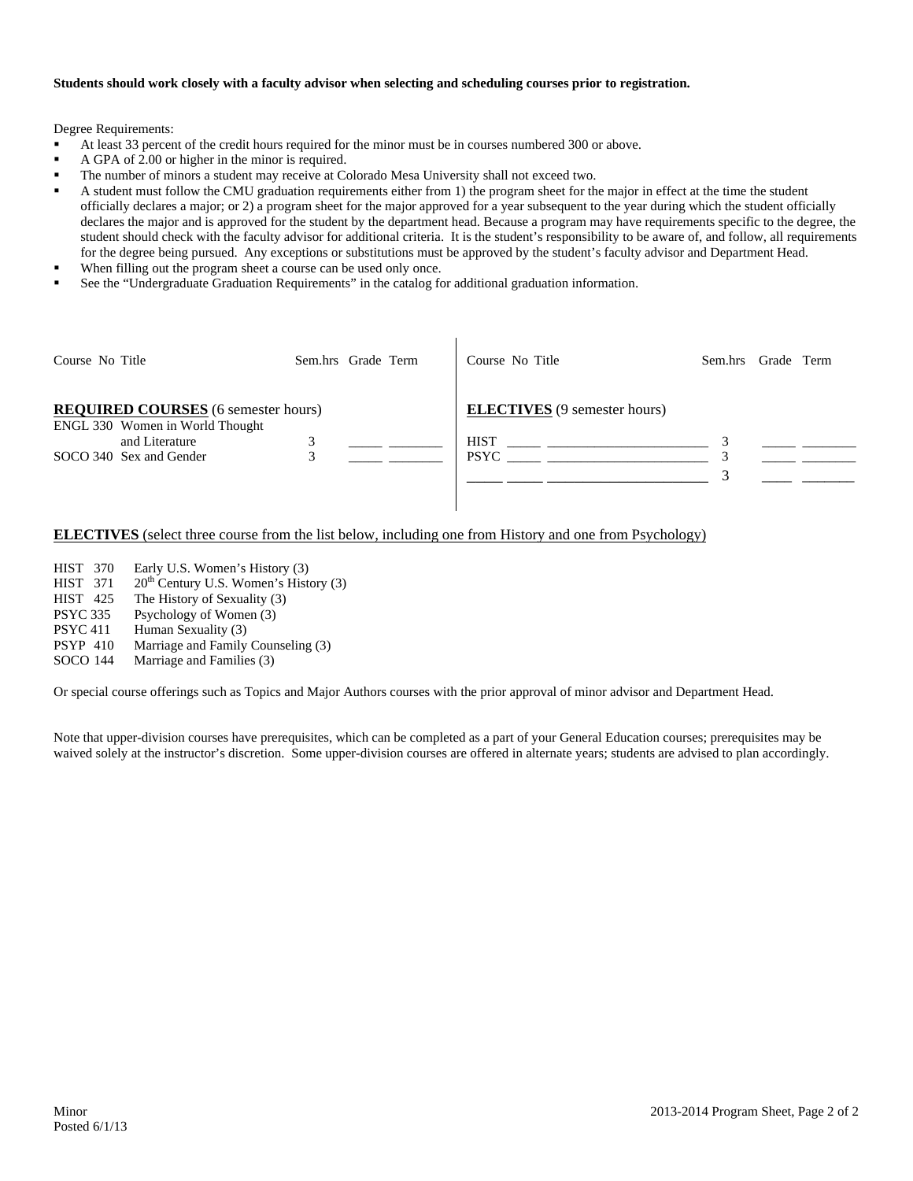**Students should work closely with a faculty advisor when selecting and scheduling courses prior to registration.**

Degree Requirements:

- At least 33 percent of the credit hours required for the minor must be in courses numbered 300 or above.
- A GPA of 2.00 or higher in the minor is required.
- The number of minors a student may receive at Colorado Mesa University shall not exceed two.
- A student must follow the CMU graduation requirements either from 1) the program sheet for the major in effect at the time the student officially declares a major; or 2) a program sheet for the major approved for a year subsequent to the year during which the student officially declares the major and is approved for the student by the department head. Because a program may have requirements specific to the degree, the student should check with the faculty advisor for additional criteria. It is the student's responsibility to be aware of, and follow, all requirements for the degree being pursued. Any exceptions or substitutions must be approved by the student's faculty advisor and Department Head.
- When filling out the program sheet a course can be used only once.
- See the "Undergraduate Graduation Requirements" in the catalog for additional graduation information.

| Course No Title | Sem.hrs | Grade | Term |
|---|---|---|---|
| **REQUIRED COURSES** (6 semester hours) | | | |
| ENGL 330 Women in World Thought and Literature | 3 | _____ | ________ |
| SOCO 340 Sex and Gender | 3 | _____ | ________ |

| Course No Title | Sem.hrs | Grade | Term |
|---|---|---|---|
| **ELECTIVES** (9 semester hours) | | | |
| HIST _____ ________________________ | 3 | _____ | ________ |
| PSYC _____ ________________________ | 3 | _____ | ________ |
| _____ _____ ________________________ | 3 | _____ | ________ |

**ELECTIVES** (select three course from the list below, including one from History and one from Psychology)

HIST 370 Early U.S. Women's History (3)  
HIST 371 20th Century U.S. Women's History (3)  
HIST 425 The History of Sexuality (3)  
PSYC 335 Psychology of Women (3)  
PSYC 411 Human Sexuality (3)  
PSYP 410 Marriage and Family Counseling (3)  
SOCO 144 Marriage and Families (3)

Or special course offerings such as Topics and Major Authors courses with the prior approval of minor advisor and Department Head.

Note that upper-division courses have prerequisites, which can be completed as a part of your General Education courses; prerequisites may be waived solely at the instructor's discretion. Some upper-division courses are offered in alternate years; students are advised to plan accordingly.